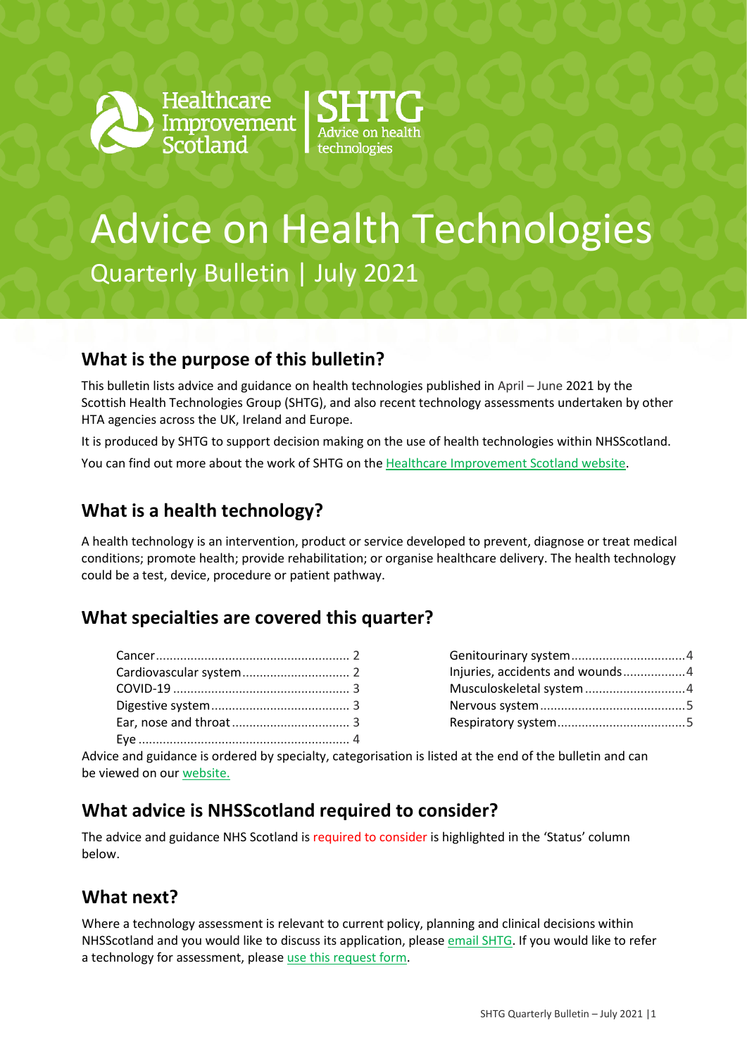Healthcare Improvement Scotland | SHTG Advice on health technologies

# Advice on Health Technologies

Quarterly Bulletin | July 2021

## What is the purpose of this bulletin?

This bulletin lists advice and guidance on health technologies published in April – June 2021 by the Scottish Health Technologies Group (SHTG), and also recent technology assessments undertaken by other HTA agencies across the UK, Ireland and Europe.

It is produced by SHTG to support decision making on the use of health technologies within NHSScotland.

You can find out more about the work of SHTG on the Healthcare Improvement Scotland website.

## What is a health technology?

A health technology is an intervention, product or service developed to prevent, diagnose or treat medical conditions; promote health; provide rehabilitation; or organise healthcare delivery. The health technology could be a test, device, procedure or patient pathway.

## What specialties are covered this quarter?

- Cancer ........ 2
- Cardiovascular system ........ 2
- COVID-19 ........ 3
- Digestive system ........ 3
- Ear, nose and throat ........ 3
- Eye ........ 4
- Genitourinary system ........ 4
- Injuries, accidents and wounds ........ 4
- Musculoskeletal system ........ 4
- Nervous system ........ 5
- Respiratory system ........ 5

Advice and guidance is ordered by specialty, categorisation is listed at the end of the bulletin and can be viewed on our website.

## What advice is NHSScotland required to consider?

The advice and guidance NHS Scotland is required to consider is highlighted in the 'Status' column below.

## What next?

Where a technology assessment is relevant to current policy, planning and clinical decisions within NHSScotland and you would like to discuss its application, please email SHTG. If you would like to refer a technology for assessment, please use this request form.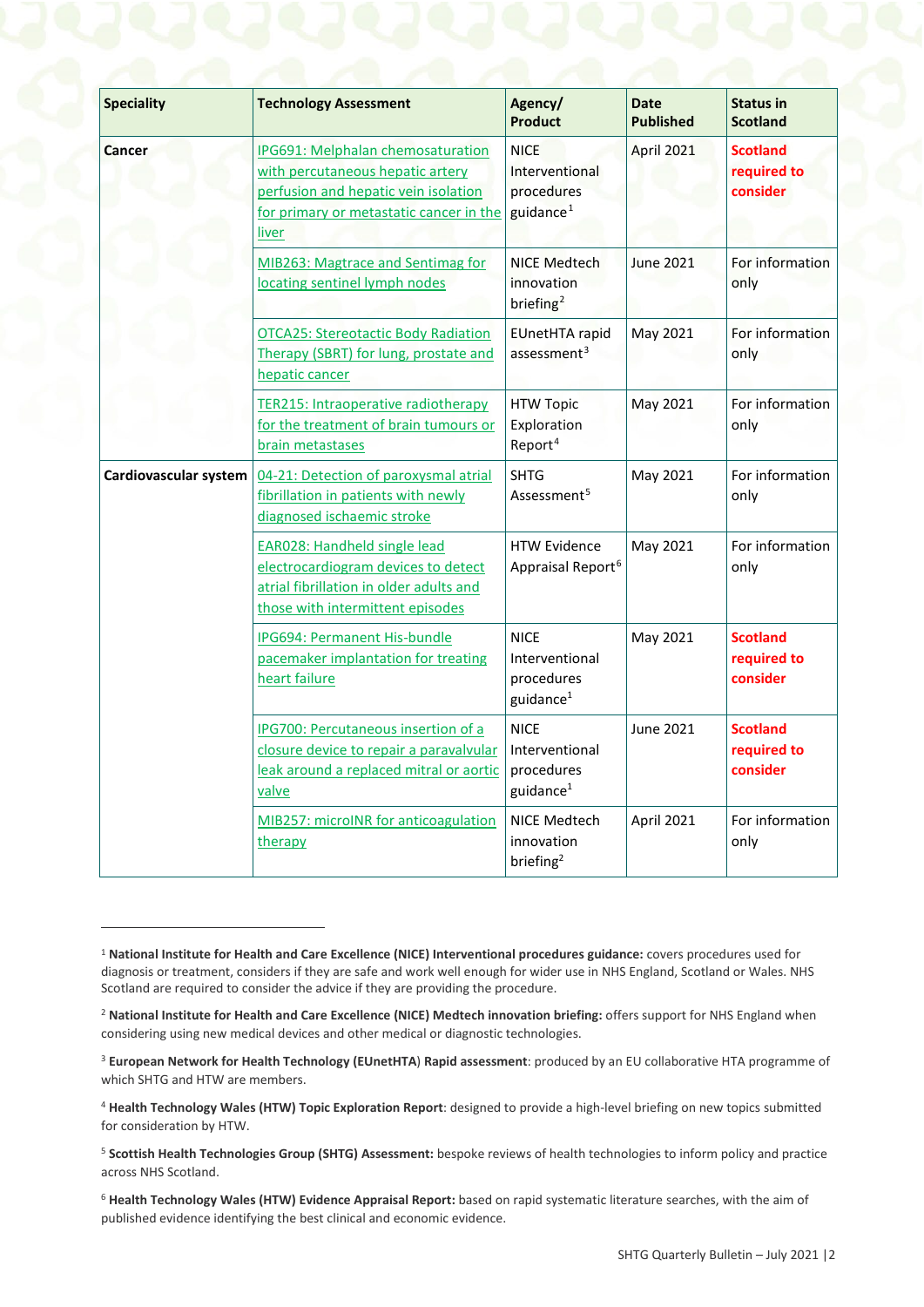| Speciality | Technology Assessment | Agency/ Product | Date Published | Status in Scotland |
|---|---|---|---|---|
| **Cancer** | IPG691: Melphalan chemosaturation with percutaneous hepatic artery perfusion and hepatic vein isolation for primary or metastatic cancer in the liver | NICE Interventional procedures guidance[1] | April 2021 | **Scotland required to consider** |
| | MIB263: Magtrace and Sentimag for locating sentinel lymph nodes | NICE Medtech innovation briefing[2] | June 2021 | For information only |
| | OTCA25: Stereotactic Body Radiation Therapy (SBRT) for lung, prostate and hepatic cancer | EUnetHTA rapid assessment[3] | May 2021 | For information only |
| | TER215: Intraoperative radiotherapy for the treatment of brain tumours or brain metastases | HTW Topic Exploration Report[4] | May 2021 | For information only |
| **Cardiovascular system** | 04-21: Detection of paroxysmal atrial fibrillation in patients with newly diagnosed ischaemic stroke | SHTG Assessment[5] | May 2021 | For information only |
| | EAR028: Handheld single lead electrocardiogram devices to detect atrial fibrillation in older adults and those with intermittent episodes | HTW Evidence Appraisal Report[6] | May 2021 | For information only |
| | IPG694: Permanent His-bundle pacemaker implantation for treating heart failure | NICE Interventional procedures guidance[1] | May 2021 | **Scotland required to consider** |
| | IPG700: Percutaneous insertion of a closure device to repair a paravalvular leak around a replaced mitral or aortic valve | NICE Interventional procedures guidance[1] | June 2021 | **Scotland required to consider** |
| | MIB257: microINR for anticoagulation therapy | NICE Medtech innovation briefing[2] | April 2021 | For information only |

[1] **National Institute for Health and Care Excellence (NICE) Interventional procedures guidance:** covers procedures used for diagnosis or treatment, considers if they are safe and work well enough for wider use in NHS England, Scotland or Wales. NHS Scotland are required to consider the advice if they are providing the procedure.

[2] **National Institute for Health and Care Excellence (NICE) Medtech innovation briefing:** offers support for NHS England when considering using new medical devices and other medical or diagnostic technologies.

[3] **European Network for Health Technology (EUnetHTA) Rapid assessment**: produced by an EU collaborative HTA programme of which SHTG and HTW are members.

[4] **Health Technology Wales (HTW) Topic Exploration Report**: designed to provide a high-level briefing on new topics submitted for consideration by HTW.

[5] **Scottish Health Technologies Group (SHTG) Assessment:** bespoke reviews of health technologies to inform policy and practice across NHS Scotland.

[6] **Health Technology Wales (HTW) Evidence Appraisal Report:** based on rapid systematic literature searches, with the aim of published evidence identifying the best clinical and economic evidence.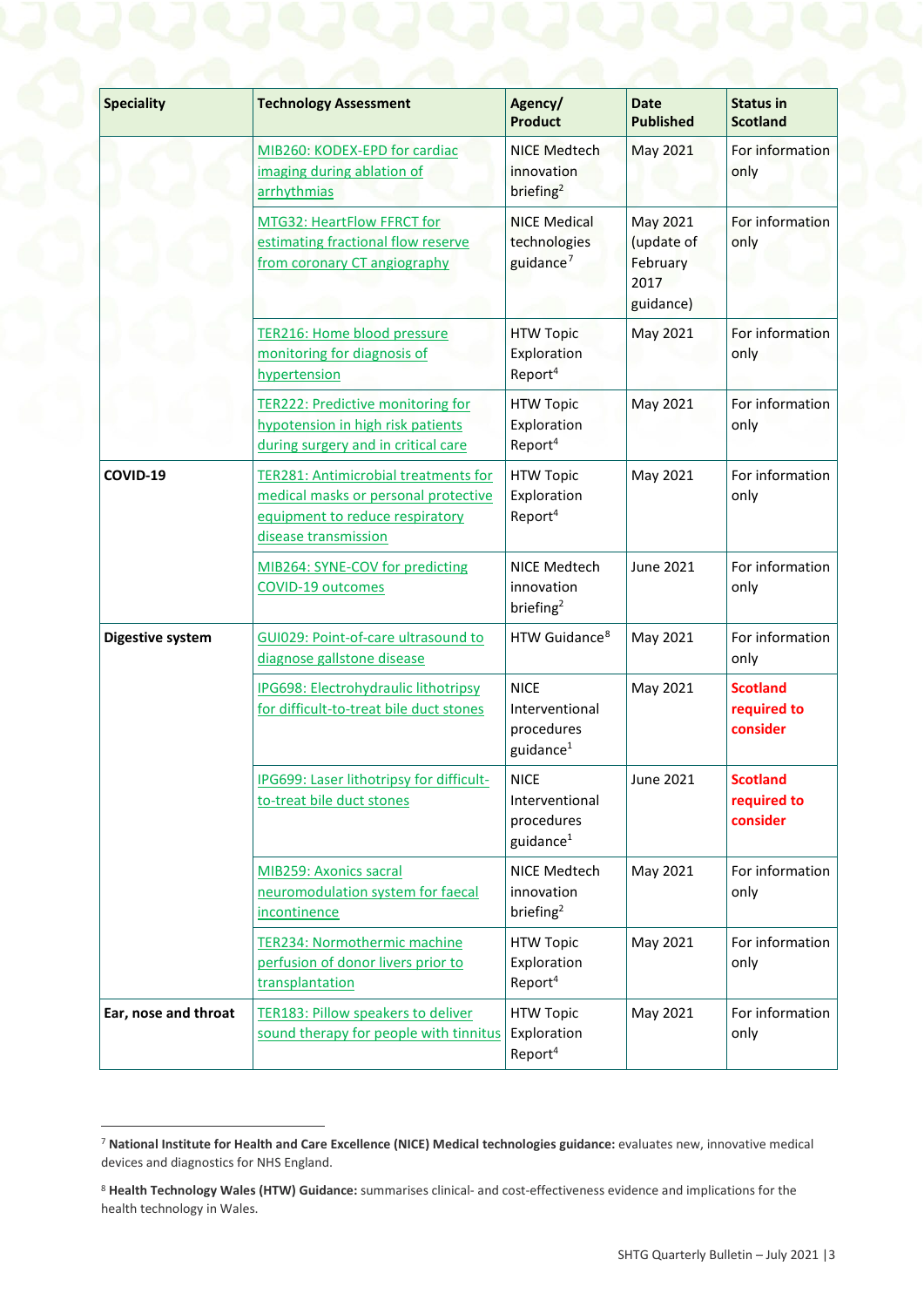| Speciality | Technology Assessment | Agency/ Product | Date Published | Status in Scotland |
|---|---|---|---|---|
| | MIB260: KODEX-EPD for cardiac imaging during ablation of arrhythmias | NICE Medtech innovation briefing[2] | May 2021 | For information only |
| | MTG32: HeartFlow FFRCT for estimating fractional flow reserve from coronary CT angiography | NICE Medical technologies guidance[7] | May 2021 (update of February 2017 guidance) | For information only |
| | TER216: Home blood pressure monitoring for diagnosis of hypertension | HTW Topic Exploration Report[4] | May 2021 | For information only |
| | TER222: Predictive monitoring for hypotension in high risk patients during surgery and in critical care | HTW Topic Exploration Report[4] | May 2021 | For information only |
| **COVID-19** | TER281: Antimicrobial treatments for medical masks or personal protective equipment to reduce respiratory disease transmission | HTW Topic Exploration Report[4] | May 2021 | For information only |
| | MIB264: SYNE-COV for predicting COVID-19 outcomes | NICE Medtech innovation briefing[2] | June 2021 | For information only |
| **Digestive system** | GUI029: Point-of-care ultrasound to diagnose gallstone disease | HTW Guidance[8] | May 2021 | For information only |
| | IPG698: Electrohydraulic lithotripsy for difficult-to-treat bile duct stones | NICE Interventional procedures guidance[1] | May 2021 | **Scotland required to consider** |
| | IPG699: Laser lithotripsy for difficult-to-treat bile duct stones | NICE Interventional procedures guidance[1] | June 2021 | **Scotland required to consider** |
| | MIB259: Axonics sacral neuromodulation system for faecal incontinence | NICE Medtech innovation briefing[2] | May 2021 | For information only |
| | TER234: Normothermic machine perfusion of donor livers prior to transplantation | HTW Topic Exploration Report[4] | May 2021 | For information only |
| **Ear, nose and throat** | TER183: Pillow speakers to deliver sound therapy for people with tinnitus | HTW Topic Exploration Report[4] | May 2021 | For information only |

[7] **National Institute for Health and Care Excellence (NICE) Medical technologies guidance:** evaluates new, innovative medical devices and diagnostics for NHS England.

[8] **Health Technology Wales (HTW) Guidance:** summarises clinical- and cost-effectiveness evidence and implications for the health technology in Wales.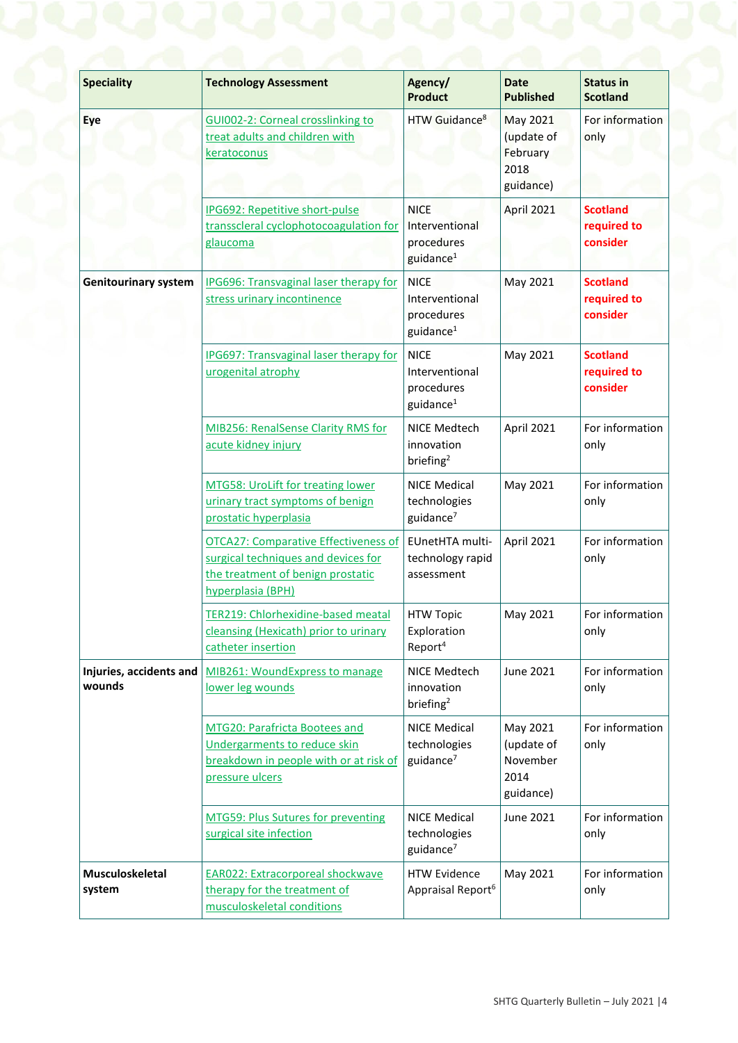| Speciality | Technology Assessment | Agency/ Product | Date Published | Status in Scotland |
|---|---|---|---|---|
| **Eye** | GUI002-2: Corneal crosslinking to treat adults and children with keratoconus | HTW Guidance[8] | May 2021 (update of February 2018 guidance) | For information only |
| | IPG692: Repetitive short-pulse transscleral cyclophotocoagulation for glaucoma | NICE Interventional procedures guidance[1] | April 2021 | **Scotland required to consider** |
| **Genitourinary system** | IPG696: Transvaginal laser therapy for stress urinary incontinence | NICE Interventional procedures guidance[1] | May 2021 | **Scotland required to consider** |
| | IPG697: Transvaginal laser therapy for urogenital atrophy | NICE Interventional procedures guidance[1] | May 2021 | **Scotland required to consider** |
| | MIB256: RenalSense Clarity RMS for acute kidney injury | NICE Medtech innovation briefing[2] | April 2021 | For information only |
| | MTG58: UroLift for treating lower urinary tract symptoms of benign prostatic hyperplasia | NICE Medical technologies guidance[7] | May 2021 | For information only |
| | OTCA27: Comparative Effectiveness of surgical techniques and devices for the treatment of benign prostatic hyperplasia (BPH) | EUnetHTA multi-technology rapid assessment | April 2021 | For information only |
| | TER219: Chlorhexidine-based meatal cleansing (Hexicath) prior to urinary catheter insertion | HTW Topic Exploration Report[4] | May 2021 | For information only |
| **Injuries, accidents and wounds** | MIB261: WoundExpress to manage lower leg wounds | NICE Medtech innovation briefing[2] | June 2021 | For information only |
| | MTG20: Parafricta Bootees and Undergarments to reduce skin breakdown in people with or at risk of pressure ulcers | NICE Medical technologies guidance[7] | May 2021 (update of November 2014 guidance) | For information only |
| | MTG59: Plus Sutures for preventing surgical site infection | NICE Medical technologies guidance[7] | June 2021 | For information only |
| **Musculoskeletal system** | EAR022: Extracorporeal shockwave therapy for the treatment of musculoskeletal conditions | HTW Evidence Appraisal Report[6] | May 2021 | For information only |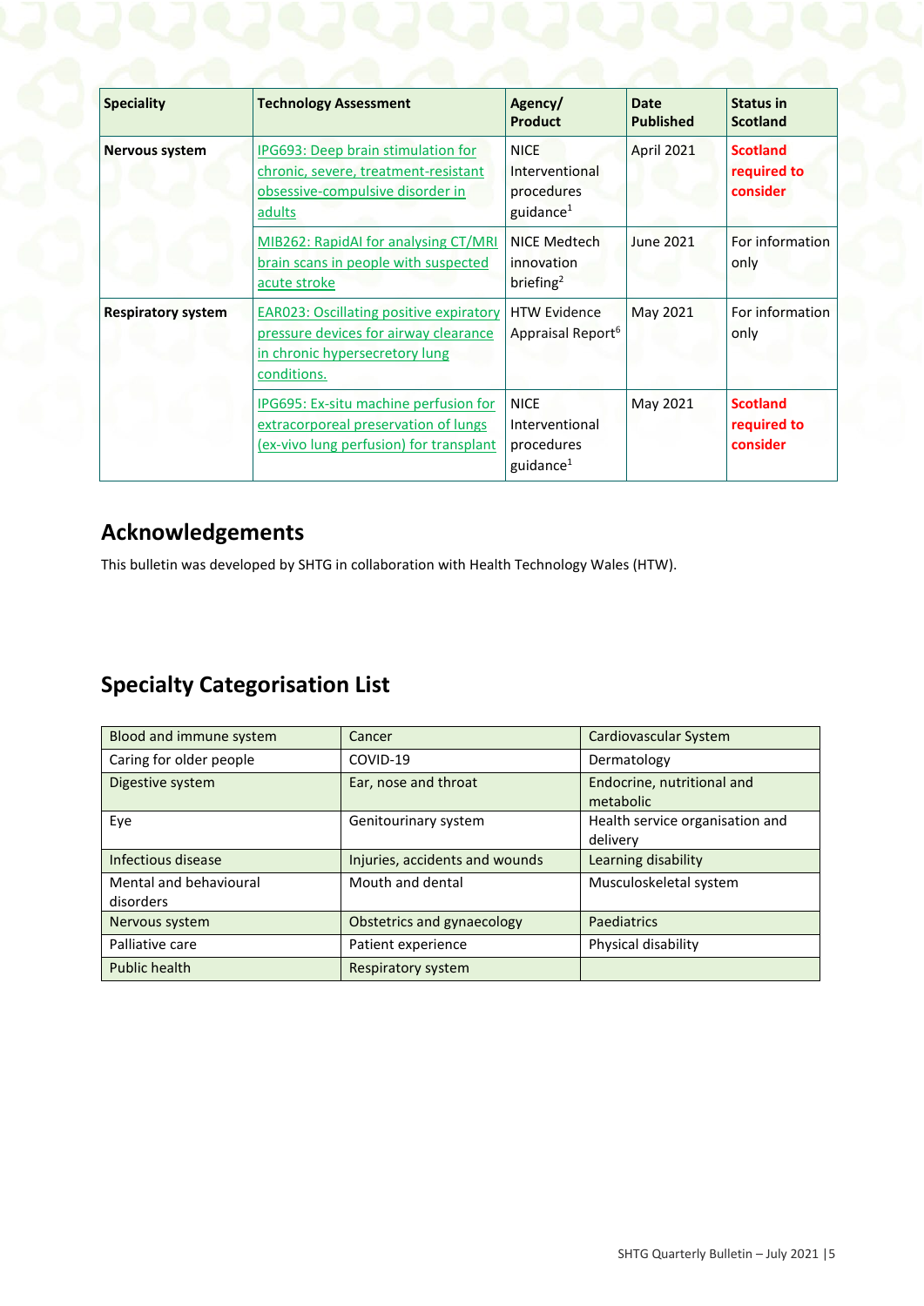| Speciality | Technology Assessment | Agency/ Product | Date Published | Status in Scotland |
|---|---|---|---|---|
| **Nervous system** | IPG693: Deep brain stimulation for chronic, severe, treatment-resistant obsessive-compulsive disorder in adults | NICE Interventional procedures guidance[1] | April 2021 | **Scotland required to consider** |
| | MIB262: RapidAI for analysing CT/MRI brain scans in people with suspected acute stroke | NICE Medtech innovation briefing[2] | June 2021 | For information only |
| **Respiratory system** | EAR023: Oscillating positive expiratory pressure devices for airway clearance in chronic hypersecretory lung conditions. | HTW Evidence Appraisal Report[6] | May 2021 | For information only |
| | IPG695: Ex-situ machine perfusion for extracorporeal preservation of lungs (ex-vivo lung perfusion) for transplant | NICE Interventional procedures guidance[1] | May 2021 | **Scotland required to consider** |

## Acknowledgements

This bulletin was developed by SHTG in collaboration with Health Technology Wales (HTW).

## Specialty Categorisation List

| | | |
|---|---|---|
| Blood and immune system | Cancer | Cardiovascular System |
| Caring for older people | COVID-19 | Dermatology |
| Digestive system | Ear, nose and throat | Endocrine, nutritional and metabolic |
| Eye | Genitourinary system | Health service organisation and delivery |
| Infectious disease | Injuries, accidents and wounds | Learning disability |
| Mental and behavioural disorders | Mouth and dental | Musculoskeletal system |
| Nervous system | Obstetrics and gynaecology | Paediatrics |
| Palliative care | Patient experience | Physical disability |
| Public health | Respiratory system | |